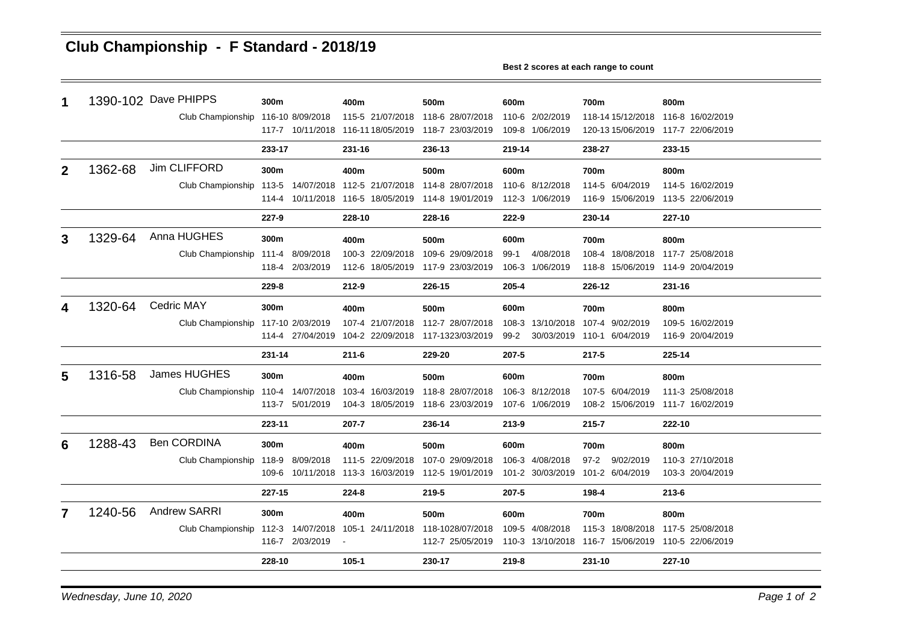# Club Championship - F Standard - 2018/19

**Best 2 scores at each range to count**

| Pos | Total | Name | | 300m | 400m | 500m | 600m | 700m | 800m |
|---|---|---|---|---|---|---|---|---|---|
| **1** | 1390-102 | Dave PHIPPS | | **300m** | **400m** | **500m** | **600m** | **700m** | **800m** |
| | | Club Championship | | 116-10 8/09/2018 | 115-5 21/07/2018 | 118-6 28/07/2018 | 110-6 2/02/2019 | 118-14 15/12/2018 | 116-8 16/02/2019 |
| | | | | 117-7 10/11/2018 | 116-11 18/05/2019 | 118-7 23/03/2019 | 109-8 1/06/2019 | 120-13 15/06/2019 | 117-7 22/06/2019 |
| | | | | **233-17** | **231-16** | **236-13** | **219-14** | **238-27** | **233-15** |
| **2** | 1362-68 | Jim CLIFFORD | | **300m** | **400m** | **500m** | **600m** | **700m** | **800m** |
| | | Club Championship | | 113-5 14/07/2018 | 112-5 21/07/2018 | 114-8 28/07/2018 | 110-6 8/12/2018 | 114-5 6/04/2019 | 114-5 16/02/2019 |
| | | | | 114-4 10/11/2018 | 116-5 18/05/2019 | 114-8 19/01/2019 | 112-3 1/06/2019 | 116-9 15/06/2019 | 113-5 22/06/2019 |
| | | | | **227-9** | **228-10** | **228-16** | **222-9** | **230-14** | **227-10** |
| **3** | 1329-64 | Anna HUGHES | | **300m** | **400m** | **500m** | **600m** | **700m** | **800m** |
| | | Club Championship | | 111-4 8/09/2018 | 100-3 22/09/2018 | 109-6 29/09/2018 | 99-1 4/08/2018 | 108-4 18/08/2018 | 117-7 25/08/2018 |
| | | | | 118-4 2/03/2019 | 112-6 18/05/2019 | 117-9 23/03/2019 | 106-3 1/06/2019 | 118-8 15/06/2019 | 114-9 20/04/2019 |
| | | | | **229-8** | **212-9** | **226-15** | **205-4** | **226-12** | **231-16** |
| **4** | 1320-64 | Cedric MAY | | **300m** | **400m** | **500m** | **600m** | **700m** | **800m** |
| | | Club Championship | | 117-10 2/03/2019 | 107-4 21/07/2018 | 112-7 28/07/2018 | 108-3 13/10/2018 | 107-4 9/02/2019 | 109-5 16/02/2019 |
| | | | | 114-4 27/04/2019 | 104-2 22/09/2018 | 117-13 23/03/2019 | 99-2 30/03/2019 | 110-1 6/04/2019 | 116-9 20/04/2019 |
| | | | | **231-14** | **211-6** | **229-20** | **207-5** | **217-5** | **225-14** |
| **5** | 1316-58 | James HUGHES | | **300m** | **400m** | **500m** | **600m** | **700m** | **800m** |
| | | Club Championship | | 110-4 14/07/2018 | 103-4 16/03/2019 | 118-8 28/07/2018 | 106-3 8/12/2018 | 107-5 6/04/2019 | 111-3 25/08/2018 |
| | | | | 113-7 5/01/2019 | 104-3 18/05/2019 | 118-6 23/03/2019 | 107-6 1/06/2019 | 108-2 15/06/2019 | 111-7 16/02/2019 |
| | | | | **223-11** | **207-7** | **236-14** | **213-9** | **215-7** | **222-10** |
| **6** | 1288-43 | Ben CORDINA | | **300m** | **400m** | **500m** | **600m** | **700m** | **800m** |
| | | Club Championship | | 118-9 8/09/2018 | 111-5 22/09/2018 | 107-0 29/09/2018 | 106-3 4/08/2018 | 97-2 9/02/2019 | 110-3 27/10/2018 |
| | | | | 109-6 10/11/2018 | 113-3 16/03/2019 | 112-5 19/01/2019 | 101-2 30/03/2019 | 101-2 6/04/2019 | 103-3 20/04/2019 |
| | | | | **227-15** | **224-8** | **219-5** | **207-5** | **198-4** | **213-6** |
| **7** | 1240-56 | Andrew SARRI | | **300m** | **400m** | **500m** | **600m** | **700m** | **800m** |
| | | Club Championship | | 112-3 14/07/2018 | 105-1 24/11/2018 | 118-10 28/07/2018 | 109-5 4/08/2018 | 115-3 18/08/2018 | 117-5 25/08/2018 |
| | | | | 116-7 2/03/2019 | - | 112-7 25/05/2019 | 110-3 13/10/2018 | 116-7 15/06/2019 | 110-5 22/06/2019 |
| | | | | **228-10** | **105-1** | **230-17** | **219-8** | **231-10** | **227-10** |

*Wednesday, June 10, 2020*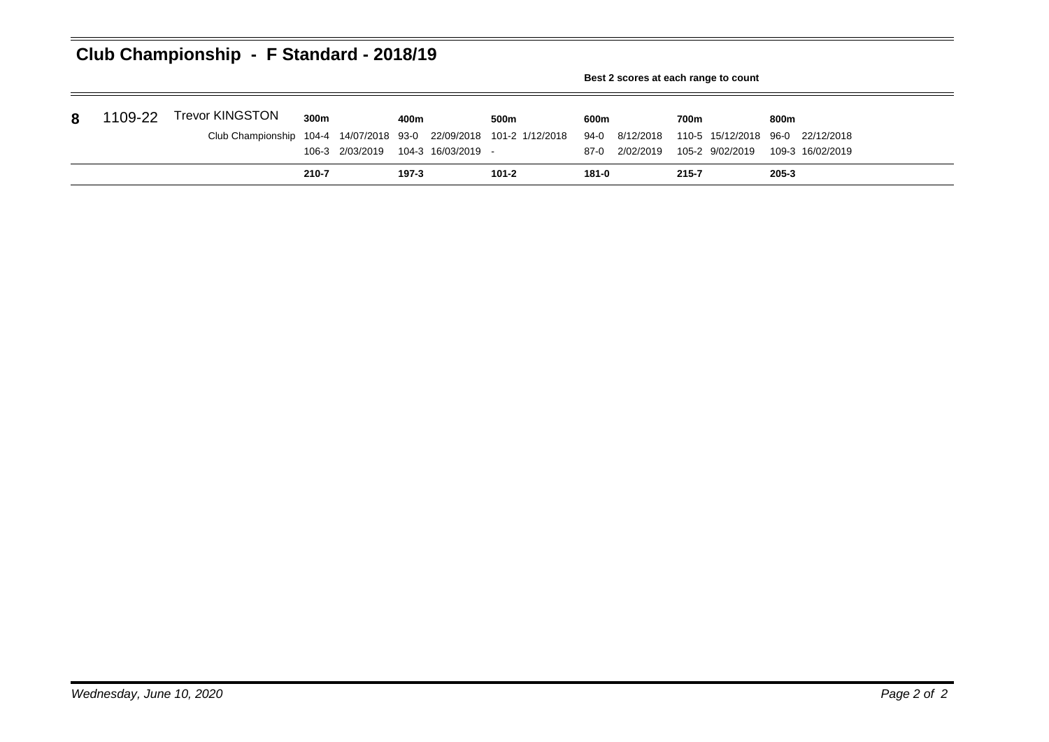## Club Championship - F Standard - 2018/19

**Best 2 scores at each range to count**

| | | | | | | | | | | | | | | |
|---|---|---|---|---|---|---|---|---|---|---|---|---|---|---|
| **8** | 1109-22 | Trevor KINGSTON | **300m** | | **400m** | | **500m** | | **600m** | | **700m** | | **800m** | |
| | | Club Championship | 104-4 | 14/07/2018 | 93-0 | 22/09/2018 | 101-2 | 1/12/2018 | 94-0 | 8/12/2018 | 110-5 | 15/12/2018 | 96-0 | 22/12/2018 |
| | | | 106-3 | 2/03/2019 | 104-3 | 16/03/2019 | - | | 87-0 | 2/02/2019 | 105-2 | 9/02/2019 | 109-3 | 16/02/2019 |
| | | | **210-7** | | **197-3** | | **101-2** | | **181-0** | | **215-7** | | **205-3** | |

*Wednesday, June 10, 2020*